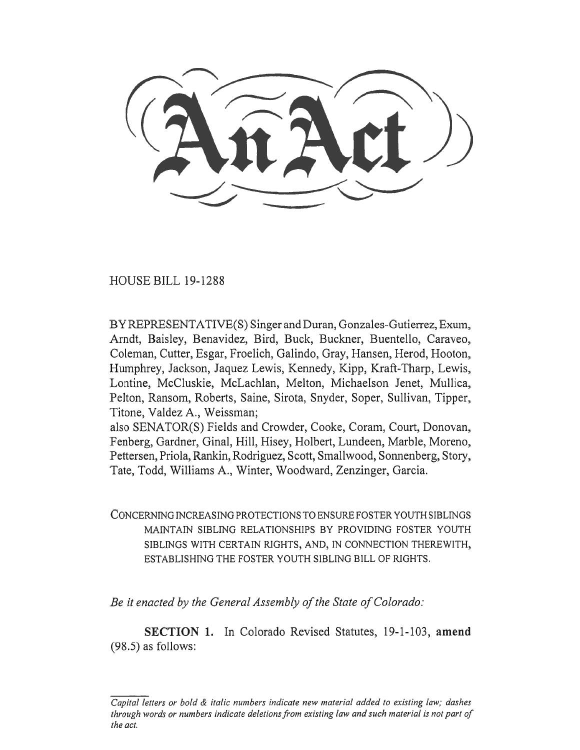# An Act

HOUSE BILL 19-1288

BY REPRESENTATIVE(S) Singer and Duran, Gonzales-Gutierrez, Exum, Arndt, Baisley, Benavidez, Bird, Buck, Buckner, Buentello, Caraveo, Coleman, Cutter, Esgar, Froelich, Galindo, Gray, Hansen, Herod, Hooton, Humphrey, Jackson, Jaquez Lewis, Kennedy, Kipp, Kraft-Tharp, Lewis, Lontine, McCluskie, McLachlan, Melton, Michaelson Jenet, Mullica, Pelton, Ransom, Roberts, Saine, Sirota, Snyder, Soper, Sullivan, Tipper, Titone, Valdez A., Weissman;
also SENATOR(S) Fields and Crowder, Cooke, Coram, Court, Donovan, Fenberg, Gardner, Ginal, Hill, Hisey, Holbert, Lundeen, Marble, Moreno, Pettersen, Priola, Rankin, Rodriguez, Scott, Smallwood, Sonnenberg, Story, Tate, Todd, Williams A., Winter, Woodward, Zenzinger, Garcia.

CONCERNING INCREASING PROTECTIONS TO ENSURE FOSTER YOUTH SIBLINGS MAINTAIN SIBLING RELATIONSHIPS BY PROVIDING FOSTER YOUTH SIBLINGS WITH CERTAIN RIGHTS, AND, IN CONNECTION THEREWITH, ESTABLISHING THE FOSTER YOUTH SIBLING BILL OF RIGHTS.

*Be it enacted by the General Assembly of the State of Colorado:*

**SECTION 1.** In Colorado Revised Statutes, 19-1-103, **amend** (98.5) as follows:

*Capital letters or bold & italic numbers indicate new material added to existing law; dashes through words or numbers indicate deletions from existing law and such material is not part of the act.*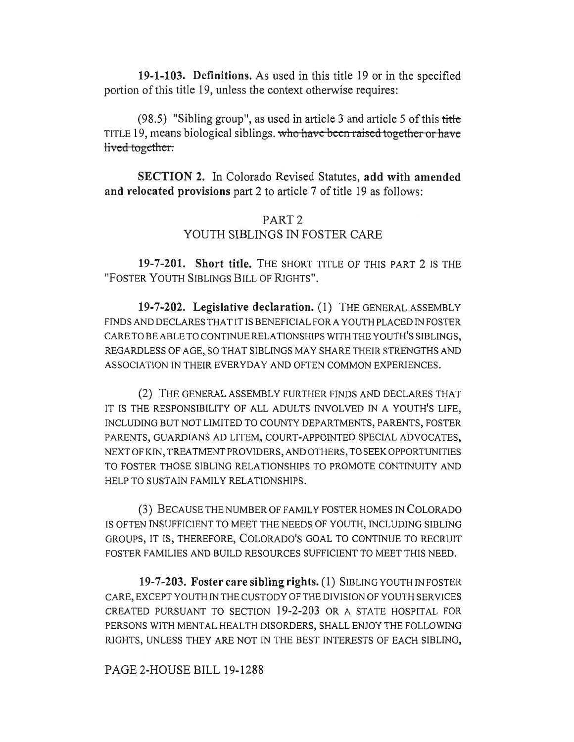**19-1-103. Definitions.** As used in this title 19 or in the specified portion of this title 19, unless the context otherwise requires:

(98.5) "Sibling group", as used in article 3 and article 5 of this ~~title~~ TITLE 19, means biological siblings. ~~who have been raised together or have lived together.~~

**SECTION 2.** In Colorado Revised Statutes, **add with amended and relocated provisions** part 2 to article 7 of title 19 as follows:

PART 2
YOUTH SIBLINGS IN FOSTER CARE

**19-7-201. Short title.** THE SHORT TITLE OF THIS PART 2 IS THE "FOSTER YOUTH SIBLINGS BILL OF RIGHTS".

**19-7-202. Legislative declaration.** (1) THE GENERAL ASSEMBLY FINDS AND DECLARES THAT IT IS BENEFICIAL FOR A YOUTH PLACED IN FOSTER CARE TO BE ABLE TO CONTINUE RELATIONSHIPS WITH THE YOUTH'S SIBLINGS, REGARDLESS OF AGE, SO THAT SIBLINGS MAY SHARE THEIR STRENGTHS AND ASSOCIATION IN THEIR EVERYDAY AND OFTEN COMMON EXPERIENCES.

(2) THE GENERAL ASSEMBLY FURTHER FINDS AND DECLARES THAT IT IS THE RESPONSIBILITY OF ALL ADULTS INVOLVED IN A YOUTH'S LIFE, INCLUDING BUT NOT LIMITED TO COUNTY DEPARTMENTS, PARENTS, FOSTER PARENTS, GUARDIANS AD LITEM, COURT-APPOINTED SPECIAL ADVOCATES, NEXT OF KIN, TREATMENT PROVIDERS, AND OTHERS, TO SEEK OPPORTUNITIES TO FOSTER THOSE SIBLING RELATIONSHIPS TO PROMOTE CONTINUITY AND HELP TO SUSTAIN FAMILY RELATIONSHIPS.

(3) BECAUSE THE NUMBER OF FAMILY FOSTER HOMES IN COLORADO IS OFTEN INSUFFICIENT TO MEET THE NEEDS OF YOUTH, INCLUDING SIBLING GROUPS, IT IS, THEREFORE, COLORADO'S GOAL TO CONTINUE TO RECRUIT FOSTER FAMILIES AND BUILD RESOURCES SUFFICIENT TO MEET THIS NEED.

**19-7-203. Foster care sibling rights.** (1) SIBLING YOUTH IN FOSTER CARE, EXCEPT YOUTH IN THE CUSTODY OF THE DIVISION OF YOUTH SERVICES CREATED PURSUANT TO SECTION 19-2-203 OR A STATE HOSPITAL FOR PERSONS WITH MENTAL HEALTH DISORDERS, SHALL ENJOY THE FOLLOWING RIGHTS, UNLESS THEY ARE NOT IN THE BEST INTERESTS OF EACH SIBLING,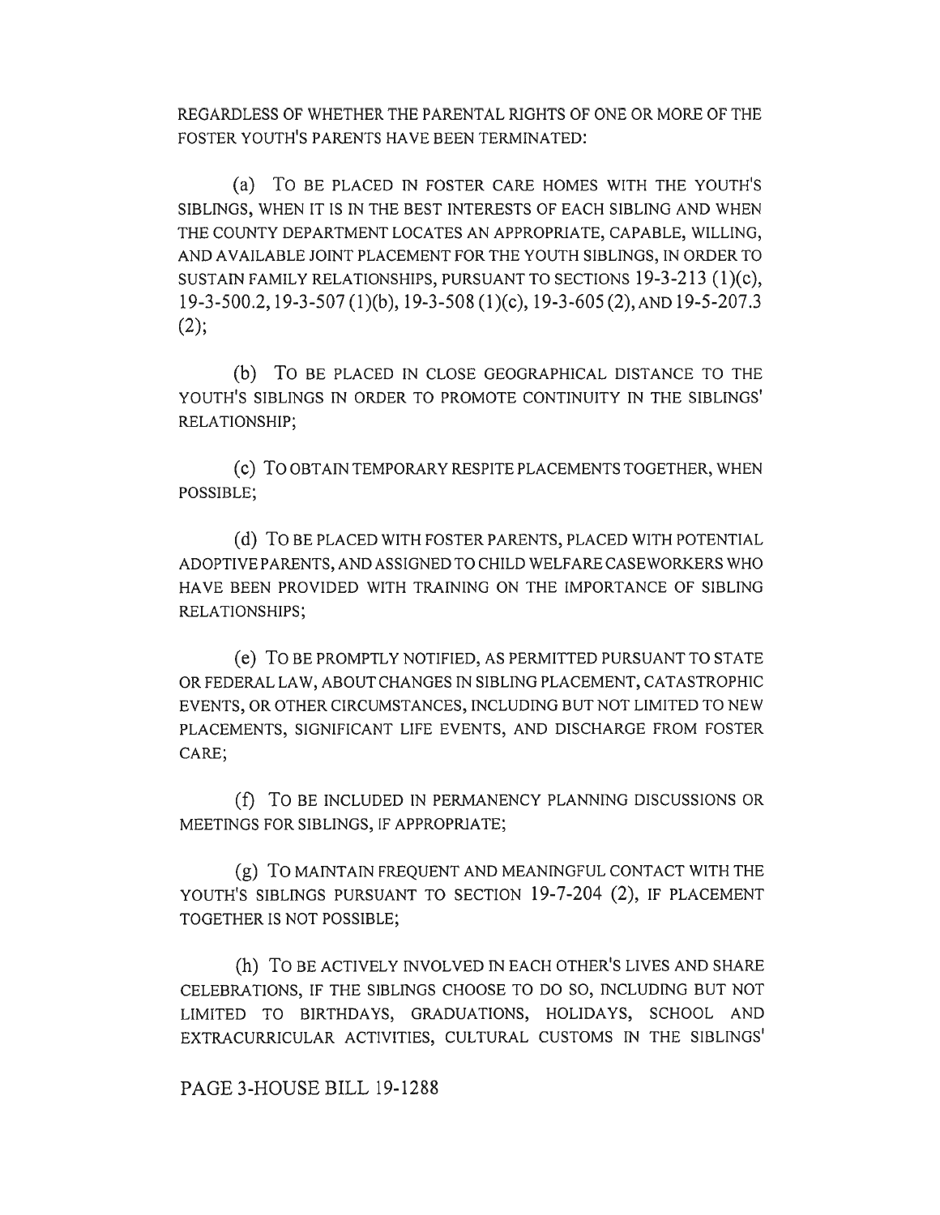REGARDLESS OF WHETHER THE PARENTAL RIGHTS OF ONE OR MORE OF THE FOSTER YOUTH'S PARENTS HAVE BEEN TERMINATED:

(a) TO BE PLACED IN FOSTER CARE HOMES WITH THE YOUTH'S SIBLINGS, WHEN IT IS IN THE BEST INTERESTS OF EACH SIBLING AND WHEN THE COUNTY DEPARTMENT LOCATES AN APPROPRIATE, CAPABLE, WILLING, AND AVAILABLE JOINT PLACEMENT FOR THE YOUTH SIBLINGS, IN ORDER TO SUSTAIN FAMILY RELATIONSHIPS, PURSUANT TO SECTIONS 19-3-213 (1)(c), 19-3-500.2, 19-3-507 (1)(b), 19-3-508 (1)(c), 19-3-605 (2), AND 19-5-207.3 (2);

(b) TO BE PLACED IN CLOSE GEOGRAPHICAL DISTANCE TO THE YOUTH'S SIBLINGS IN ORDER TO PROMOTE CONTINUITY IN THE SIBLINGS' RELATIONSHIP;

(c) TO OBTAIN TEMPORARY RESPITE PLACEMENTS TOGETHER, WHEN POSSIBLE;

(d) TO BE PLACED WITH FOSTER PARENTS, PLACED WITH POTENTIAL ADOPTIVE PARENTS, AND ASSIGNED TO CHILD WELFARE CASEWORKERS WHO HAVE BEEN PROVIDED WITH TRAINING ON THE IMPORTANCE OF SIBLING RELATIONSHIPS;

(e) TO BE PROMPTLY NOTIFIED, AS PERMITTED PURSUANT TO STATE OR FEDERAL LAW, ABOUT CHANGES IN SIBLING PLACEMENT, CATASTROPHIC EVENTS, OR OTHER CIRCUMSTANCES, INCLUDING BUT NOT LIMITED TO NEW PLACEMENTS, SIGNIFICANT LIFE EVENTS, AND DISCHARGE FROM FOSTER CARE;

(f) TO BE INCLUDED IN PERMANENCY PLANNING DISCUSSIONS OR MEETINGS FOR SIBLINGS, IF APPROPRIATE;

(g) TO MAINTAIN FREQUENT AND MEANINGFUL CONTACT WITH THE YOUTH'S SIBLINGS PURSUANT TO SECTION 19-7-204 (2), IF PLACEMENT TOGETHER IS NOT POSSIBLE;

(h) TO BE ACTIVELY INVOLVED IN EACH OTHER'S LIVES AND SHARE CELEBRATIONS, IF THE SIBLINGS CHOOSE TO DO SO, INCLUDING BUT NOT LIMITED TO BIRTHDAYS, GRADUATIONS, HOLIDAYS, SCHOOL AND EXTRACURRICULAR ACTIVITIES, CULTURAL CUSTOMS IN THE SIBLINGS'

PAGE 3-HOUSE BILL 19-1288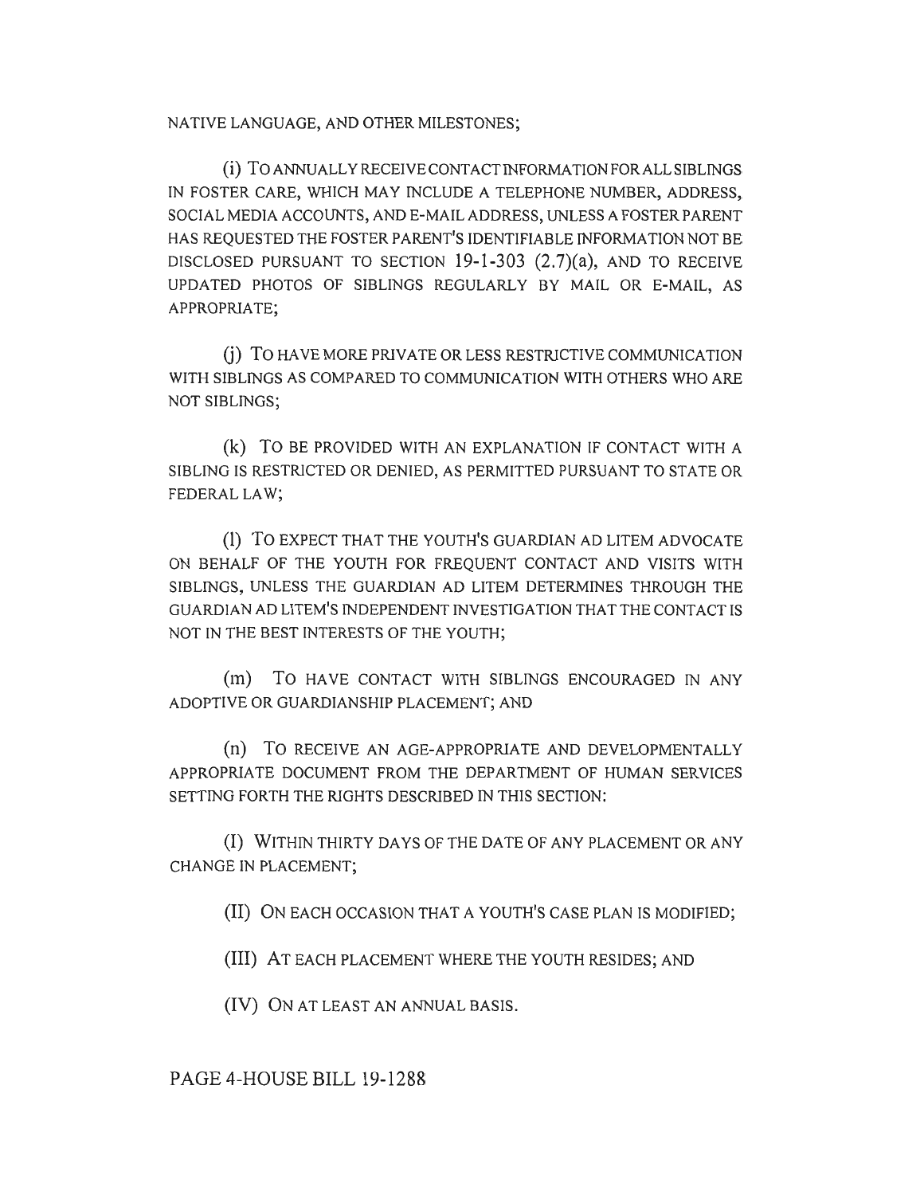NATIVE LANGUAGE, AND OTHER MILESTONES;

(i) TO ANNUALLY RECEIVE CONTACT INFORMATION FOR ALL SIBLINGS IN FOSTER CARE, WHICH MAY INCLUDE A TELEPHONE NUMBER, ADDRESS, SOCIAL MEDIA ACCOUNTS, AND E-MAIL ADDRESS, UNLESS A FOSTER PARENT HAS REQUESTED THE FOSTER PARENT'S IDENTIFIABLE INFORMATION NOT BE DISCLOSED PURSUANT TO SECTION 19-1-303 (2.7)(a), AND TO RECEIVE UPDATED PHOTOS OF SIBLINGS REGULARLY BY MAIL OR E-MAIL, AS APPROPRIATE;

(j) TO HAVE MORE PRIVATE OR LESS RESTRICTIVE COMMUNICATION WITH SIBLINGS AS COMPARED TO COMMUNICATION WITH OTHERS WHO ARE NOT SIBLINGS;

(k) TO BE PROVIDED WITH AN EXPLANATION IF CONTACT WITH A SIBLING IS RESTRICTED OR DENIED, AS PERMITTED PURSUANT TO STATE OR FEDERAL LAW;

(l) TO EXPECT THAT THE YOUTH'S GUARDIAN AD LITEM ADVOCATE ON BEHALF OF THE YOUTH FOR FREQUENT CONTACT AND VISITS WITH SIBLINGS, UNLESS THE GUARDIAN AD LITEM DETERMINES THROUGH THE GUARDIAN AD LITEM'S INDEPENDENT INVESTIGATION THAT THE CONTACT IS NOT IN THE BEST INTERESTS OF THE YOUTH;

(m) TO HAVE CONTACT WITH SIBLINGS ENCOURAGED IN ANY ADOPTIVE OR GUARDIANSHIP PLACEMENT; AND

(n) TO RECEIVE AN AGE-APPROPRIATE AND DEVELOPMENTALLY APPROPRIATE DOCUMENT FROM THE DEPARTMENT OF HUMAN SERVICES SETTING FORTH THE RIGHTS DESCRIBED IN THIS SECTION:

(I) WITHIN THIRTY DAYS OF THE DATE OF ANY PLACEMENT OR ANY CHANGE IN PLACEMENT;

(II) ON EACH OCCASION THAT A YOUTH'S CASE PLAN IS MODIFIED;

(III) AT EACH PLACEMENT WHERE THE YOUTH RESIDES; AND

(IV) ON AT LEAST AN ANNUAL BASIS.

PAGE 4-HOUSE BILL 19-1288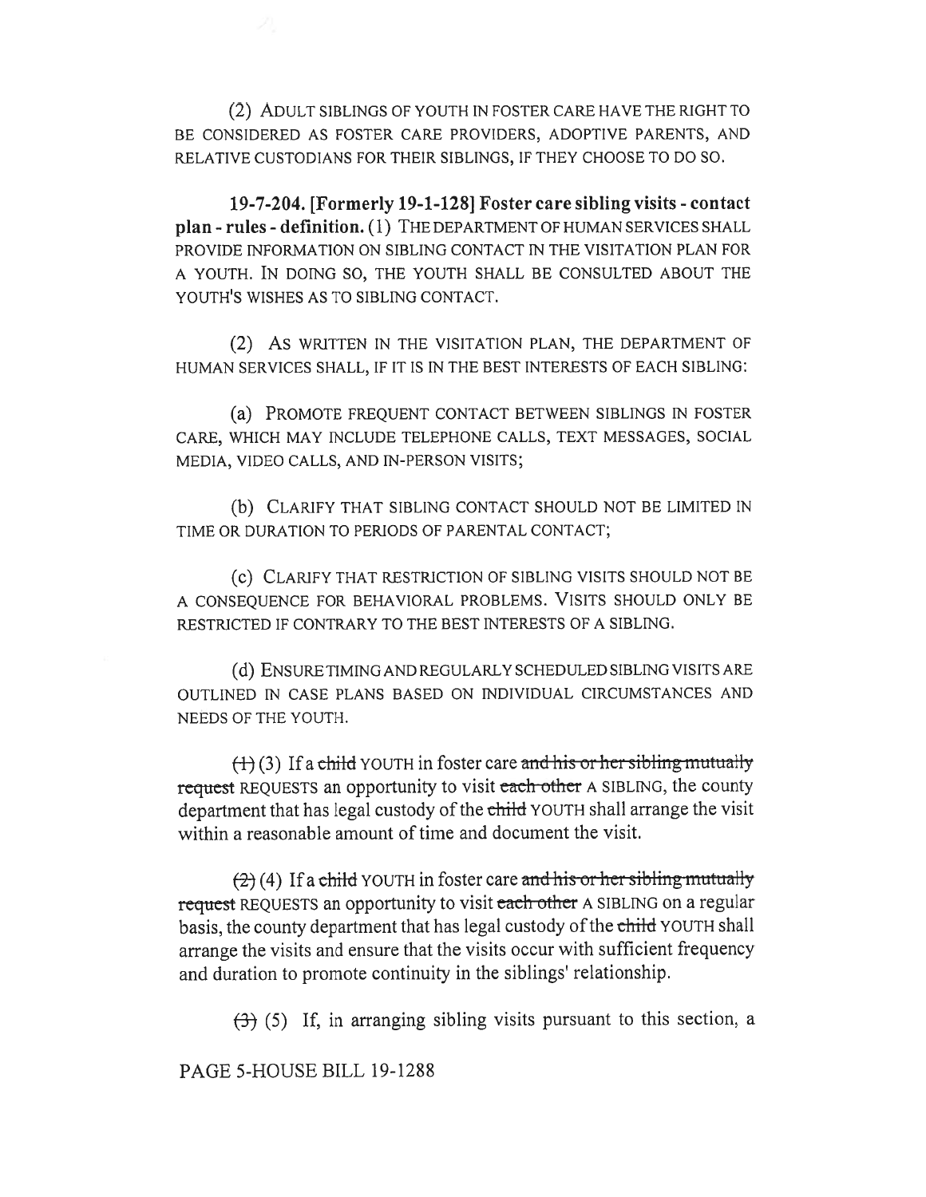(2) ADULT SIBLINGS OF YOUTH IN FOSTER CARE HAVE THE RIGHT TO BE CONSIDERED AS FOSTER CARE PROVIDERS, ADOPTIVE PARENTS, AND RELATIVE CUSTODIANS FOR THEIR SIBLINGS, IF THEY CHOOSE TO DO SO.

**19-7-204. [Formerly 19-1-128] Foster care sibling visits - contact plan - rules - definition.** (1) THE DEPARTMENT OF HUMAN SERVICES SHALL PROVIDE INFORMATION ON SIBLING CONTACT IN THE VISITATION PLAN FOR A YOUTH. IN DOING SO, THE YOUTH SHALL BE CONSULTED ABOUT THE YOUTH'S WISHES AS TO SIBLING CONTACT.

(2) AS WRITTEN IN THE VISITATION PLAN, THE DEPARTMENT OF HUMAN SERVICES SHALL, IF IT IS IN THE BEST INTERESTS OF EACH SIBLING:

(a) PROMOTE FREQUENT CONTACT BETWEEN SIBLINGS IN FOSTER CARE, WHICH MAY INCLUDE TELEPHONE CALLS, TEXT MESSAGES, SOCIAL MEDIA, VIDEO CALLS, AND IN-PERSON VISITS;

(b) CLARIFY THAT SIBLING CONTACT SHOULD NOT BE LIMITED IN TIME OR DURATION TO PERIODS OF PARENTAL CONTACT;

(c) CLARIFY THAT RESTRICTION OF SIBLING VISITS SHOULD NOT BE A CONSEQUENCE FOR BEHAVIORAL PROBLEMS. VISITS SHOULD ONLY BE RESTRICTED IF CONTRARY TO THE BEST INTERESTS OF A SIBLING.

(d) ENSURE TIMING AND REGULARLY SCHEDULED SIBLING VISITS ARE OUTLINED IN CASE PLANS BASED ON INDIVIDUAL CIRCUMSTANCES AND NEEDS OF THE YOUTH.

~~(1)~~ (3) If a ~~child~~ YOUTH in foster care ~~and his or her sibling mutually request~~ REQUESTS an opportunity to visit ~~each other~~ A SIBLING, the county department that has legal custody of the ~~child~~ YOUTH shall arrange the visit within a reasonable amount of time and document the visit.

~~(2)~~ (4) If a ~~child~~ YOUTH in foster care ~~and his or her sibling mutually request~~ REQUESTS an opportunity to visit ~~each other~~ A SIBLING on a regular basis, the county department that has legal custody of the ~~child~~ YOUTH shall arrange the visits and ensure that the visits occur with sufficient frequency and duration to promote continuity in the siblings' relationship.

~~(3)~~ (5) If, in arranging sibling visits pursuant to this section, a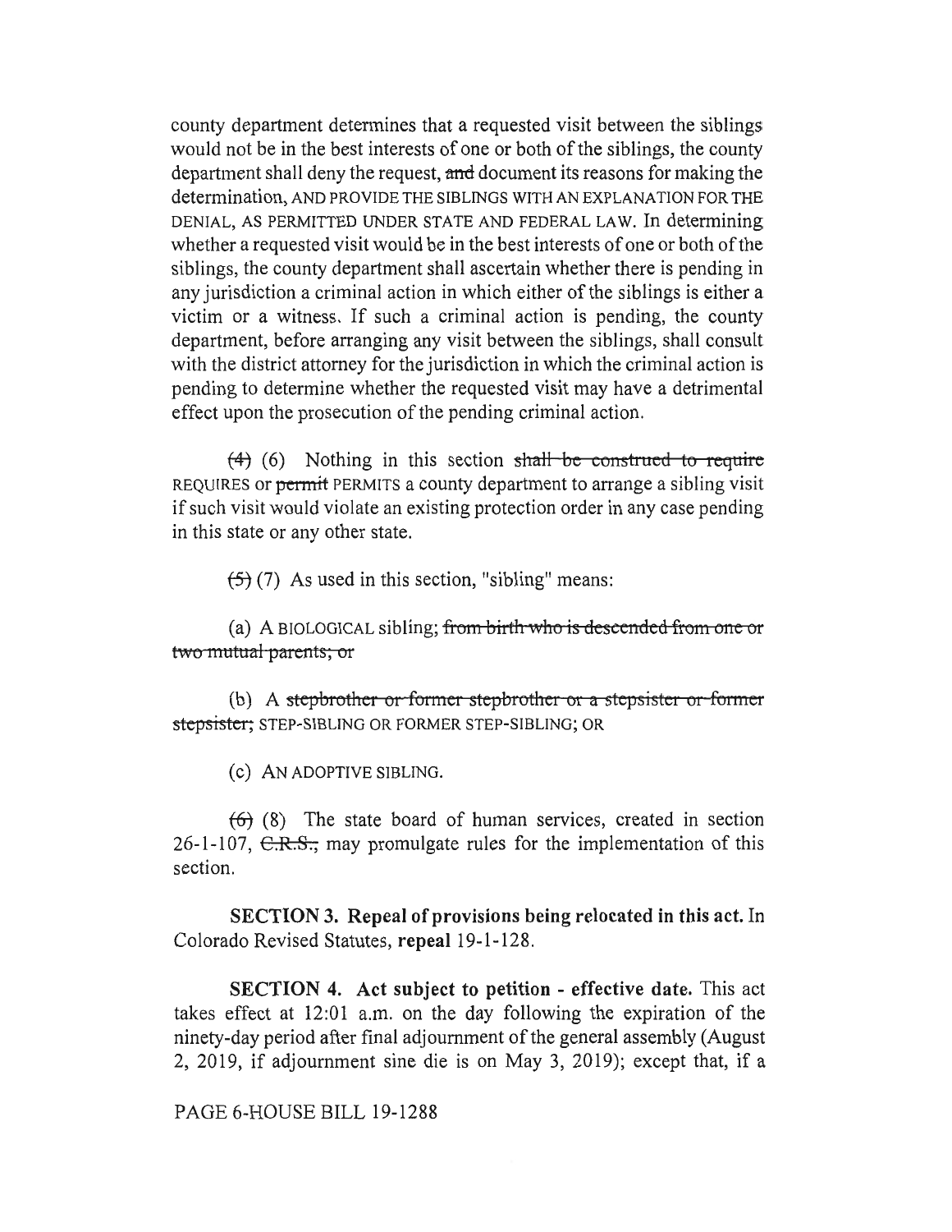county department determines that a requested visit between the siblings would not be in the best interests of one or both of the siblings, the county department shall deny the request, ~~and~~ document its reasons for making the determination, AND PROVIDE THE SIBLINGS WITH AN EXPLANATION FOR THE DENIAL, AS PERMITTED UNDER STATE AND FEDERAL LAW. In determining whether a requested visit would be in the best interests of one or both of the siblings, the county department shall ascertain whether there is pending in any jurisdiction a criminal action in which either of the siblings is either a victim or a witness. If such a criminal action is pending, the county department, before arranging any visit between the siblings, shall consult with the district attorney for the jurisdiction in which the criminal action is pending to determine whether the requested visit may have a detrimental effect upon the prosecution of the pending criminal action.

~~(4)~~ (6) Nothing in this section ~~shall be construed to require~~ REQUIRES or ~~permit~~ PERMITS a county department to arrange a sibling visit if such visit would violate an existing protection order in any case pending in this state or any other state.

~~(5)~~ (7) As used in this section, "sibling" means:

(a) A BIOLOGICAL sibling; ~~from birth who is descended from one or two mutual parents; or~~

(b) A ~~stepbrother or former stepbrother or a stepsister or former stepsister;~~ STEP-SIBLING OR FORMER STEP-SIBLING; OR

(c) AN ADOPTIVE SIBLING.

~~(6)~~ (8) The state board of human services, created in section 26-1-107, ~~C.R.S.,~~ may promulgate rules for the implementation of this section.

**SECTION 3. Repeal of provisions being relocated in this act.** In Colorado Revised Statutes, **repeal** 19-1-128.

**SECTION 4. Act subject to petition - effective date.** This act takes effect at 12:01 a.m. on the day following the expiration of the ninety-day period after final adjournment of the general assembly (August 2, 2019, if adjournment sine die is on May 3, 2019); except that, if a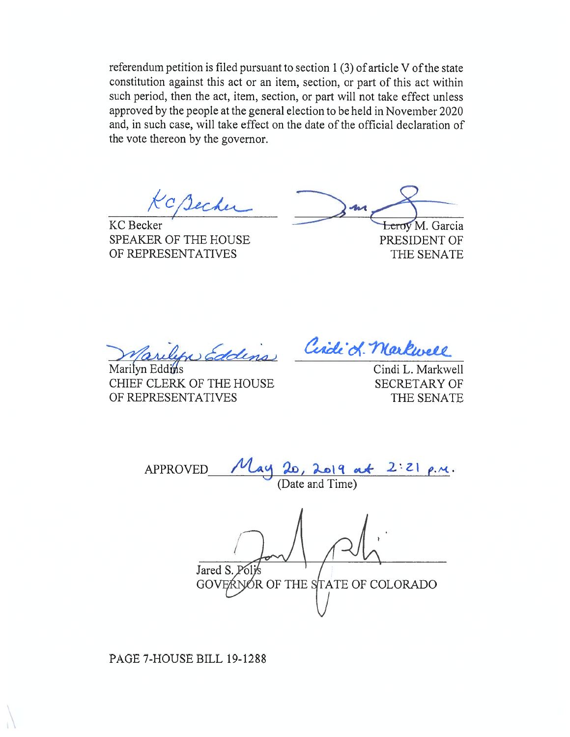referendum petition is filed pursuant to section 1 (3) of article V of the state constitution against this act or an item, section, or part of this act within such period, then the act, item, section, or part will not take effect unless approved by the people at the general election to be held in November 2020 and, in such case, will take effect on the date of the official declaration of the vote thereon by the governor.

KC Becker
SPEAKER OF THE HOUSE
OF REPRESENTATIVES

Leroy M. Garcia
PRESIDENT OF
THE SENATE

Marilyn Eddins
CHIEF CLERK OF THE HOUSE
OF REPRESENTATIVES

Cindi L. Markwell
SECRETARY OF
THE SENATE

APPROVED May 20, 2019 at 2:21 p.m.
(Date and Time)

Jared S. Polis
GOVERNOR OF THE STATE OF COLORADO

PAGE 7-HOUSE BILL 19-1288